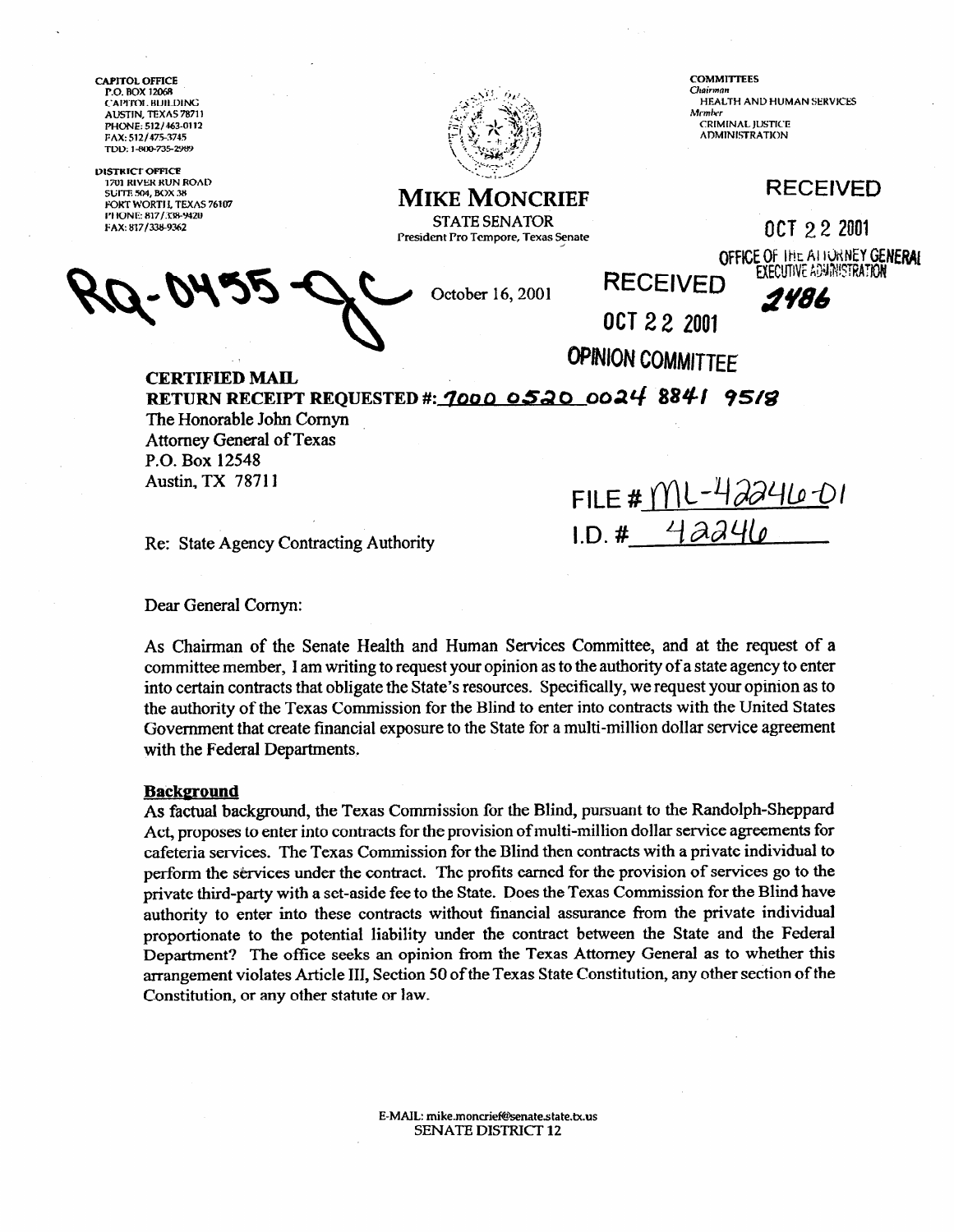CAPITOL OFFICE
P.O. BOX 12068
CAPITOL BUILDING
AUSTIN, TEXAS 78711
PHONE: 512/463-0112
FAX: 512/475-3745
TDD: 1-800-735-2989

DISTRICT OFFICE
1701 RIVER RUN ROAD
SUITE 504, BOX 38
FORT WORTH, TEXAS 76107
PHONE: 817/338-9420
FAX: 817/338-9362

# MIKE MONCRIEF

STATE SENATOR
President Pro Tempore, Texas Senate

COMMITTEES
*Chairman*
HEALTH AND HUMAN SERVICES
*Member*
CRIMINAL JUSTICE
ADMINISTRATION

RECEIVED
OCT 22 2001
OFFICE OF THE ATTORNEY GENERAL
EXECUTIVE ADMINISTRATION
2486

RQ-0455-GC

October 16, 2001

RECEIVED
OCT 22 2001
OPINION COMMITTEE

**CERTIFIED MAIL**
**RETURN RECEIPT REQUESTED #: 7000 0520 0024 8841 9518**
The Honorable John Cornyn
Attorney General of Texas
P.O. Box 12548
Austin, TX 78711

FILE # ML-42246-01
I.D. # 42246

Re: State Agency Contracting Authority

Dear General Cornyn:

As Chairman of the Senate Health and Human Services Committee, and at the request of a committee member, I am writing to request your opinion as to the authority of a state agency to enter into certain contracts that obligate the State's resources. Specifically, we request your opinion as to the authority of the Texas Commission for the Blind to enter into contracts with the United States Government that create financial exposure to the State for a multi-million dollar service agreement with the Federal Departments.

**Background**

As factual background, the Texas Commission for the Blind, pursuant to the Randolph-Sheppard Act, proposes to enter into contracts for the provision of multi-million dollar service agreements for cafeteria services. The Texas Commission for the Blind then contracts with a private individual to perform the services under the contract. The profits earned for the provision of services go to the private third-party with a set-aside fee to the State. Does the Texas Commission for the Blind have authority to enter into these contracts without financial assurance from the private individual proportionate to the potential liability under the contract between the State and the Federal Department? The office seeks an opinion from the Texas Attorney General as to whether this arrangement violates Article III, Section 50 of the Texas State Constitution, any other section of the Constitution, or any other statute or law.

E-MAIL: mike.moncrief@senate.state.tx.us
SENATE DISTRICT 12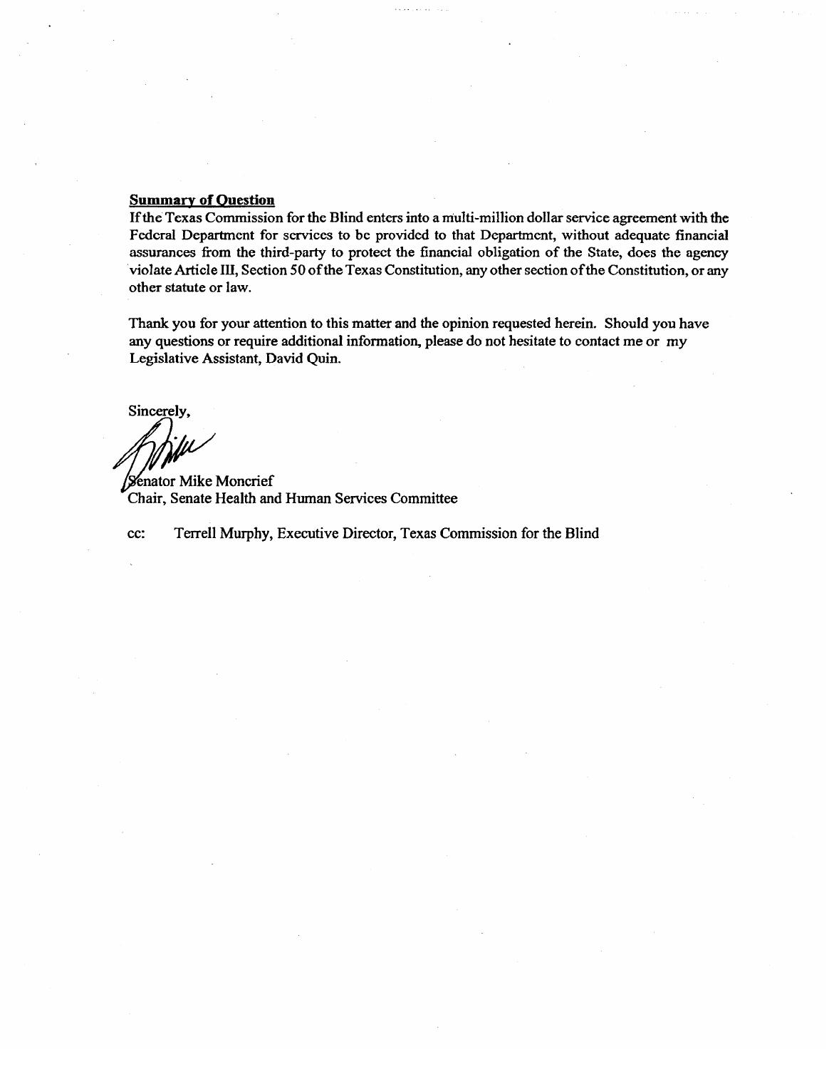**Summary of Question**

If the Texas Commission for the Blind enters into a multi-million dollar service agreement with the Federal Department for services to be provided to that Department, without adequate financial assurances from the third-party to protect the financial obligation of the State, does the agency violate Article III, Section 50 of the Texas Constitution, any other section of the Constitution, or any other statute or law.

Thank you for your attention to this matter and the opinion requested herein. Should you have any questions or require additional information, please do not hesitate to contact me or my Legislative Assistant, David Quin.

Sincerely,

Senator Mike Moncrief
Chair, Senate Health and Human Services Committee

cc: Terrell Murphy, Executive Director, Texas Commission for the Blind